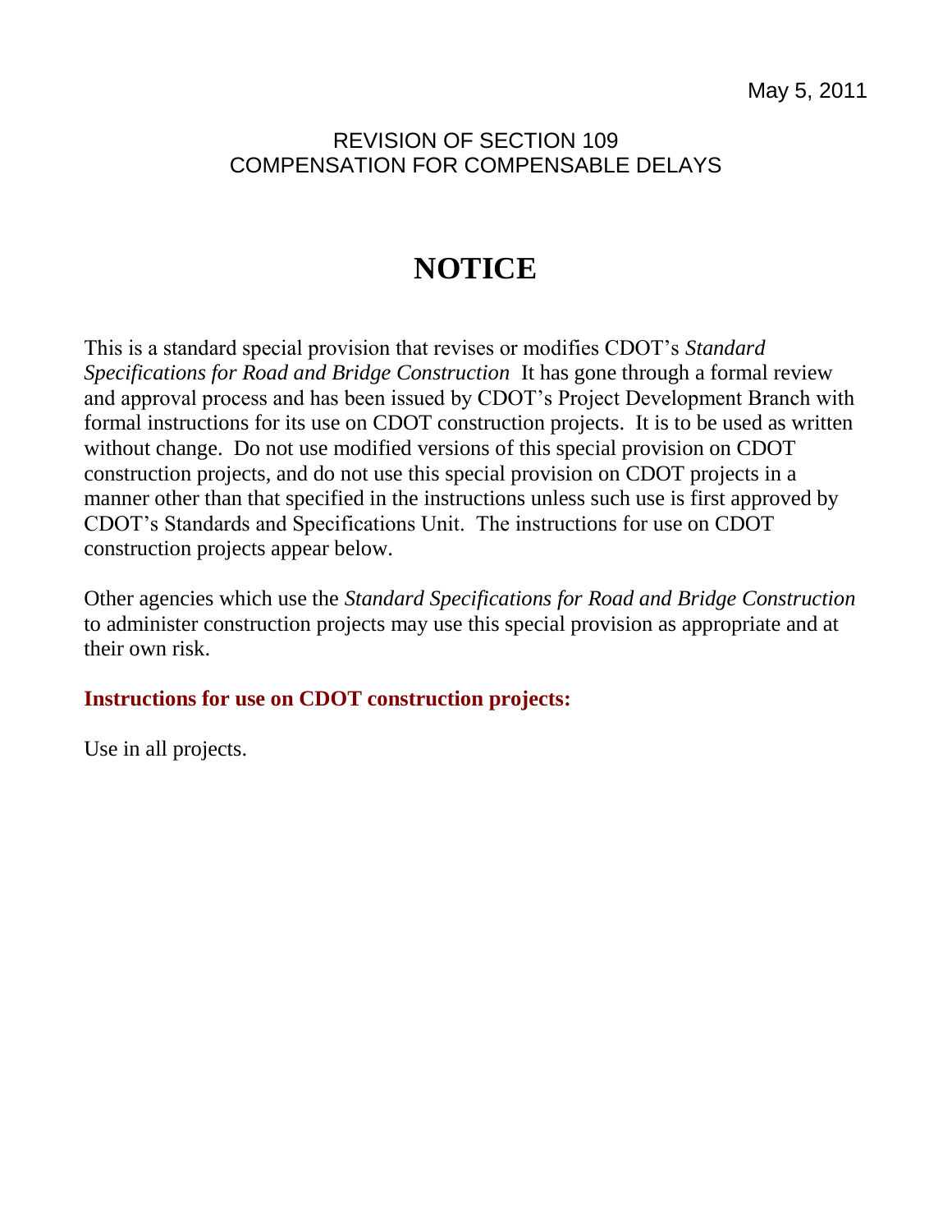May 5, 2011

REVISION OF SECTION 109
COMPENSATION FOR COMPENSABLE DELAYS

# NOTICE

This is a standard special provision that revises or modifies CDOT's *Standard Specifications for Road and Bridge Construction* It has gone through a formal review and approval process and has been issued by CDOT's Project Development Branch with formal instructions for its use on CDOT construction projects. It is to be used as written without change. Do not use modified versions of this special provision on CDOT construction projects, and do not use this special provision on CDOT projects in a manner other than that specified in the instructions unless such use is first approved by CDOT's Standards and Specifications Unit. The instructions for use on CDOT construction projects appear below.

Other agencies which use the *Standard Specifications for Road and Bridge Construction* to administer construction projects may use this special provision as appropriate and at their own risk.

**Instructions for use on CDOT construction projects:**

Use in all projects.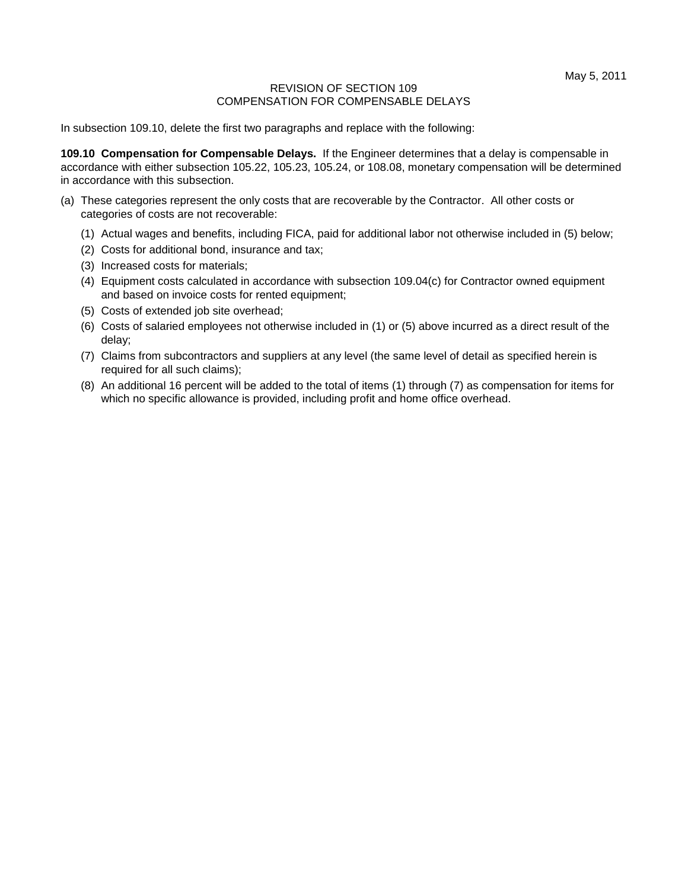May 5, 2011

REVISION OF SECTION 109
COMPENSATION FOR COMPENSABLE DELAYS

In subsection 109.10, delete the first two paragraphs and replace with the following:

**109.10 Compensation for Compensable Delays.** If the Engineer determines that a delay is compensable in accordance with either subsection 105.22, 105.23, 105.24, or 108.08, monetary compensation will be determined in accordance with this subsection.

(a) These categories represent the only costs that are recoverable by the Contractor. All other costs or categories of costs are not recoverable:

   (1) Actual wages and benefits, including FICA, paid for additional labor not otherwise included in (5) below;
   (2) Costs for additional bond, insurance and tax;
   (3) Increased costs for materials;
   (4) Equipment costs calculated in accordance with subsection 109.04(c) for Contractor owned equipment and based on invoice costs for rented equipment;
   (5) Costs of extended job site overhead;
   (6) Costs of salaried employees not otherwise included in (1) or (5) above incurred as a direct result of the delay;
   (7) Claims from subcontractors and suppliers at any level (the same level of detail as specified herein is required for all such claims);
   (8) An additional 16 percent will be added to the total of items (1) through (7) as compensation for items for which no specific allowance is provided, including profit and home office overhead.